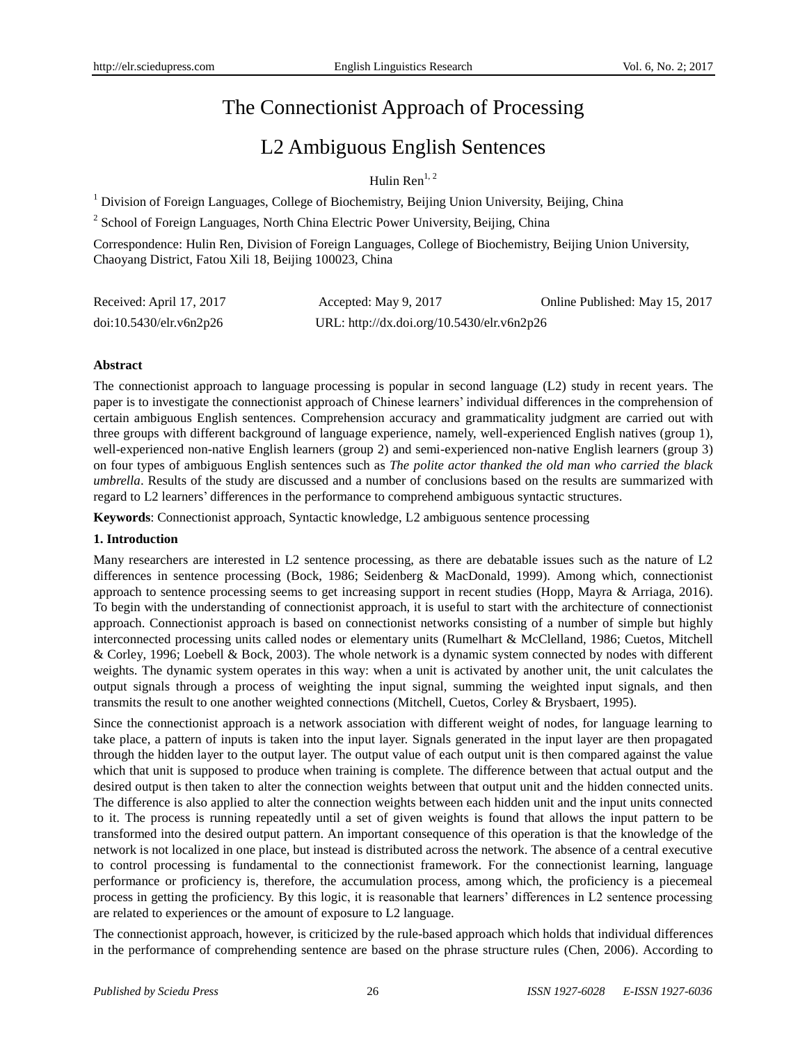# The Connectionist Approach of Processing L2 Ambiguous English Sentences

Hulin Ren[1, 2]

[1] Division of Foreign Languages, College of Biochemistry, Beijing Union University, Beijing, China

[2] School of Foreign Languages, North China Electric Power University, Beijing, China

Correspondence: Hulin Ren, Division of Foreign Languages, College of Biochemistry, Beijing Union University, Chaoyang District, Fatou Xili 18, Beijing 100023, China

Received: April 17, 2017 Accepted: May 9, 2017 Online Published: May 15, 2017

doi:10.5430/elr.v6n2p26 URL: http://dx.doi.org/10.5430/elr.v6n2p26

**Abstract**

The connectionist approach to language processing is popular in second language (L2) study in recent years. The paper is to investigate the connectionist approach of Chinese learners' individual differences in the comprehension of certain ambiguous English sentences. Comprehension accuracy and grammaticality judgment are carried out with three groups with different background of language experience, namely, well-experienced English natives (group 1), well-experienced non-native English learners (group 2) and semi-experienced non-native English learners (group 3) on four types of ambiguous English sentences such as *The polite actor thanked the old man who carried the black umbrella*. Results of the study are discussed and a number of conclusions based on the results are summarized with regard to L2 learners' differences in the performance to comprehend ambiguous syntactic structures.

**Keywords**: Connectionist approach, Syntactic knowledge, L2 ambiguous sentence processing

## 1. Introduction

Many researchers are interested in L2 sentence processing, as there are debatable issues such as the nature of L2 differences in sentence processing (Bock, 1986; Seidenberg & MacDonald, 1999). Among which, connectionist approach to sentence processing seems to get increasing support in recent studies (Hopp, Mayra & Arriaga, 2016). To begin with the understanding of connectionist approach, it is useful to start with the architecture of connectionist approach. Connectionist approach is based on connectionist networks consisting of a number of simple but highly interconnected processing units called nodes or elementary units (Rumelhart & McClelland, 1986; Cuetos, Mitchell & Corley, 1996; Loebell & Bock, 2003). The whole network is a dynamic system connected by nodes with different weights. The dynamic system operates in this way: when a unit is activated by another unit, the unit calculates the output signals through a process of weighting the input signal, summing the weighted input signals, and then transmits the result to one another weighted connections (Mitchell, Cuetos, Corley & Brysbaert, 1995).

Since the connectionist approach is a network association with different weight of nodes, for language learning to take place, a pattern of inputs is taken into the input layer. Signals generated in the input layer are then propagated through the hidden layer to the output layer. The output value of each output unit is then compared against the value which that unit is supposed to produce when training is complete. The difference between that actual output and the desired output is then taken to alter the connection weights between that output unit and the hidden connected units. The difference is also applied to alter the connection weights between each hidden unit and the input units connected to it. The process is running repeatedly until a set of given weights is found that allows the input pattern to be transformed into the desired output pattern. An important consequence of this operation is that the knowledge of the network is not localized in one place, but instead is distributed across the network. The absence of a central executive to control processing is fundamental to the connectionist framework. For the connectionist learning, language performance or proficiency is, therefore, the accumulation process, among which, the proficiency is a piecemeal process in getting the proficiency. By this logic, it is reasonable that learners' differences in L2 sentence processing are related to experiences or the amount of exposure to L2 language.

The connectionist approach, however, is criticized by the rule-based approach which holds that individual differences in the performance of comprehending sentence are based on the phrase structure rules (Chen, 2006). According to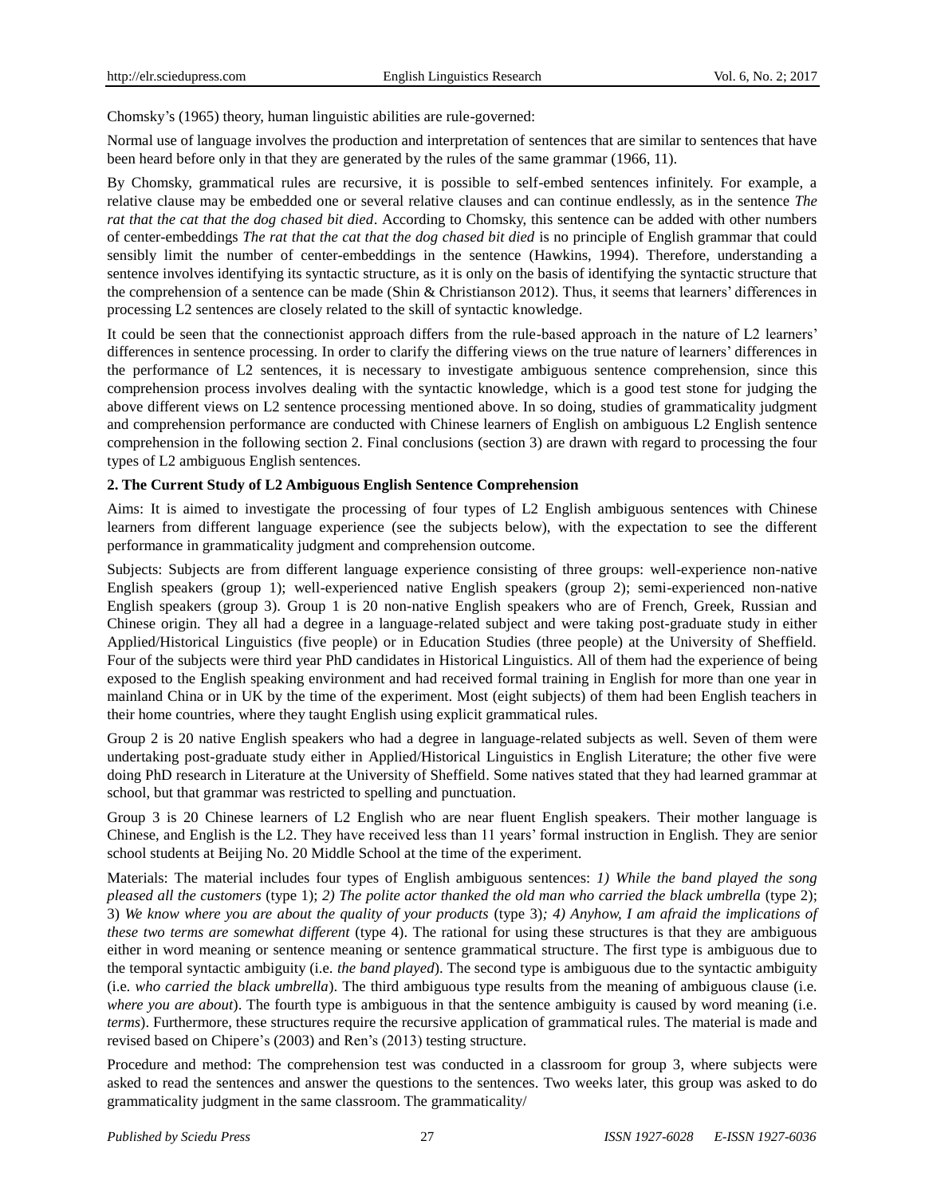Chomsky's (1965) theory, human linguistic abilities are rule-governed:

Normal use of language involves the production and interpretation of sentences that are similar to sentences that have been heard before only in that they are generated by the rules of the same grammar (1966, 11).

By Chomsky, grammatical rules are recursive, it is possible to self-embed sentences infinitely. For example, a relative clause may be embedded one or several relative clauses and can continue endlessly, as in the sentence *The rat that the cat that the dog chased bit died*. According to Chomsky, this sentence can be added with other numbers of center-embeddings *The rat that the cat that the dog chased bit died* is no principle of English grammar that could sensibly limit the number of center-embeddings in the sentence (Hawkins, 1994). Therefore, understanding a sentence involves identifying its syntactic structure, as it is only on the basis of identifying the syntactic structure that the comprehension of a sentence can be made (Shin & Christianson 2012). Thus, it seems that learners' differences in processing L2 sentences are closely related to the skill of syntactic knowledge.

It could be seen that the connectionist approach differs from the rule-based approach in the nature of L2 learners' differences in sentence processing. In order to clarify the differing views on the true nature of learners' differences in the performance of L2 sentences, it is necessary to investigate ambiguous sentence comprehension, since this comprehension process involves dealing with the syntactic knowledge, which is a good test stone for judging the above different views on L2 sentence processing mentioned above. In so doing, studies of grammaticality judgment and comprehension performance are conducted with Chinese learners of English on ambiguous L2 English sentence comprehension in the following section 2. Final conclusions (section 3) are drawn with regard to processing the four types of L2 ambiguous English sentences.

## 2. The Current Study of L2 Ambiguous English Sentence Comprehension

Aims: It is aimed to investigate the processing of four types of L2 English ambiguous sentences with Chinese learners from different language experience (see the subjects below), with the expectation to see the different performance in grammaticality judgment and comprehension outcome.

Subjects: Subjects are from different language experience consisting of three groups: well-experience non-native English speakers (group 1); well-experienced native English speakers (group 2); semi-experienced non-native English speakers (group 3). Group 1 is 20 non-native English speakers who are of French, Greek, Russian and Chinese origin. They all had a degree in a language-related subject and were taking post-graduate study in either Applied/Historical Linguistics (five people) or in Education Studies (three people) at the University of Sheffield. Four of the subjects were third year PhD candidates in Historical Linguistics. All of them had the experience of being exposed to the English speaking environment and had received formal training in English for more than one year in mainland China or in UK by the time of the experiment. Most (eight subjects) of them had been English teachers in their home countries, where they taught English using explicit grammatical rules.

Group 2 is 20 native English speakers who had a degree in language-related subjects as well. Seven of them were undertaking post-graduate study either in Applied/Historical Linguistics in English Literature; the other five were doing PhD research in Literature at the University of Sheffield. Some natives stated that they had learned grammar at school, but that grammar was restricted to spelling and punctuation.

Group 3 is 20 Chinese learners of L2 English who are near fluent English speakers. Their mother language is Chinese, and English is the L2. They have received less than 11 years' formal instruction in English. They are senior school students at Beijing No. 20 Middle School at the time of the experiment.

Materials: The material includes four types of English ambiguous sentences: *1) While the band played the song pleased all the customers* (type 1); *2) The polite actor thanked the old man who carried the black umbrella* (type 2); 3) *We know where you are about the quality of your products* (type 3)*; 4) Anyhow, I am afraid the implications of these two terms are somewhat different* (type 4). The rational for using these structures is that they are ambiguous either in word meaning or sentence meaning or sentence grammatical structure. The first type is ambiguous due to the temporal syntactic ambiguity (i.e. *the band played*). The second type is ambiguous due to the syntactic ambiguity (i.e. *who carried the black umbrella*). The third ambiguous type results from the meaning of ambiguous clause (i.e. *where you are about*). The fourth type is ambiguous in that the sentence ambiguity is caused by word meaning (i.e. *terms*). Furthermore, these structures require the recursive application of grammatical rules. The material is made and revised based on Chipere's (2003) and Ren's (2013) testing structure.

Procedure and method: The comprehension test was conducted in a classroom for group 3, where subjects were asked to read the sentences and answer the questions to the sentences. Two weeks later, this group was asked to do grammaticality judgment in the same classroom. The grammaticality/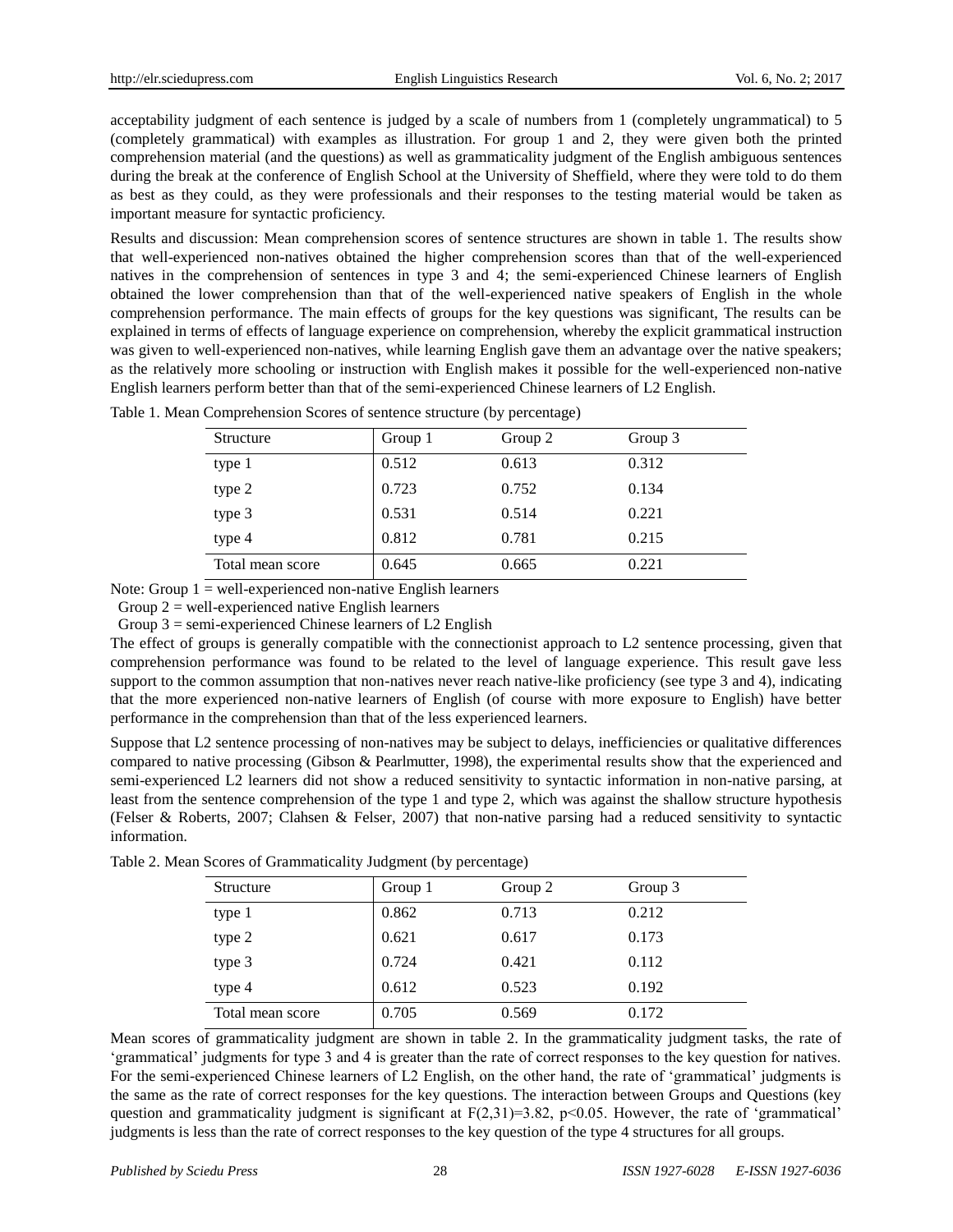acceptability judgment of each sentence is judged by a scale of numbers from 1 (completely ungrammatical) to 5 (completely grammatical) with examples as illustration. For group 1 and 2, they were given both the printed comprehension material (and the questions) as well as grammaticality judgment of the English ambiguous sentences during the break at the conference of English School at the University of Sheffield, where they were told to do them as best as they could, as they were professionals and their responses to the testing material would be taken as important measure for syntactic proficiency.

Results and discussion: Mean comprehension scores of sentence structures are shown in table 1. The results show that well-experienced non-natives obtained the higher comprehension scores than that of the well-experienced natives in the comprehension of sentences in type 3 and 4; the semi-experienced Chinese learners of English obtained the lower comprehension than that of the well-experienced native speakers of English in the whole comprehension performance. The main effects of groups for the key questions was significant, The results can be explained in terms of effects of language experience on comprehension, whereby the explicit grammatical instruction was given to well-experienced non-natives, while learning English gave them an advantage over the native speakers; as the relatively more schooling or instruction with English makes it possible for the well-experienced non-native English learners perform better than that of the semi-experienced Chinese learners of L2 English.

Table 1. Mean Comprehension Scores of sentence structure (by percentage)

| Structure | Group 1 | Group 2 | Group 3 |
|---|---|---|---|
| type 1 | 0.512 | 0.613 | 0.312 |
| type 2 | 0.723 | 0.752 | 0.134 |
| type 3 | 0.531 | 0.514 | 0.221 |
| type 4 | 0.812 | 0.781 | 0.215 |
| Total mean score | 0.645 | 0.665 | 0.221 |

Note: Group 1 = well-experienced non-native English learners

Group 2 = well-experienced native English learners

Group 3 = semi-experienced Chinese learners of L2 English

The effect of groups is generally compatible with the connectionist approach to L2 sentence processing, given that comprehension performance was found to be related to the level of language experience. This result gave less support to the common assumption that non-natives never reach native-like proficiency (see type 3 and 4), indicating that the more experienced non-native learners of English (of course with more exposure to English) have better performance in the comprehension than that of the less experienced learners.

Suppose that L2 sentence processing of non-natives may be subject to delays, inefficiencies or qualitative differences compared to native processing (Gibson & Pearlmutter, 1998), the experimental results show that the experienced and semi-experienced L2 learners did not show a reduced sensitivity to syntactic information in non-native parsing, at least from the sentence comprehension of the type 1 and type 2, which was against the shallow structure hypothesis (Felser & Roberts, 2007; Clahsen & Felser, 2007) that non-native parsing had a reduced sensitivity to syntactic information.

Table 2. Mean Scores of Grammaticality Judgment (by percentage)

| Structure | Group 1 | Group 2 | Group 3 |
|---|---|---|---|
| type 1 | 0.862 | 0.713 | 0.212 |
| type 2 | 0.621 | 0.617 | 0.173 |
| type 3 | 0.724 | 0.421 | 0.112 |
| type 4 | 0.612 | 0.523 | 0.192 |
| Total mean score | 0.705 | 0.569 | 0.172 |

Mean scores of grammaticality judgment are shown in table 2. In the grammaticality judgment tasks, the rate of 'grammatical' judgments for type 3 and 4 is greater than the rate of correct responses to the key question for natives. For the semi-experienced Chinese learners of L2 English, on the other hand, the rate of 'grammatical' judgments is the same as the rate of correct responses for the key questions. The interaction between Groups and Questions (key question and grammaticality judgment is significant at $F(2,31)=3.82$, $p<0.05$. However, the rate of 'grammatical' judgments is less than the rate of correct responses to the key question of the type 4 structures for all groups.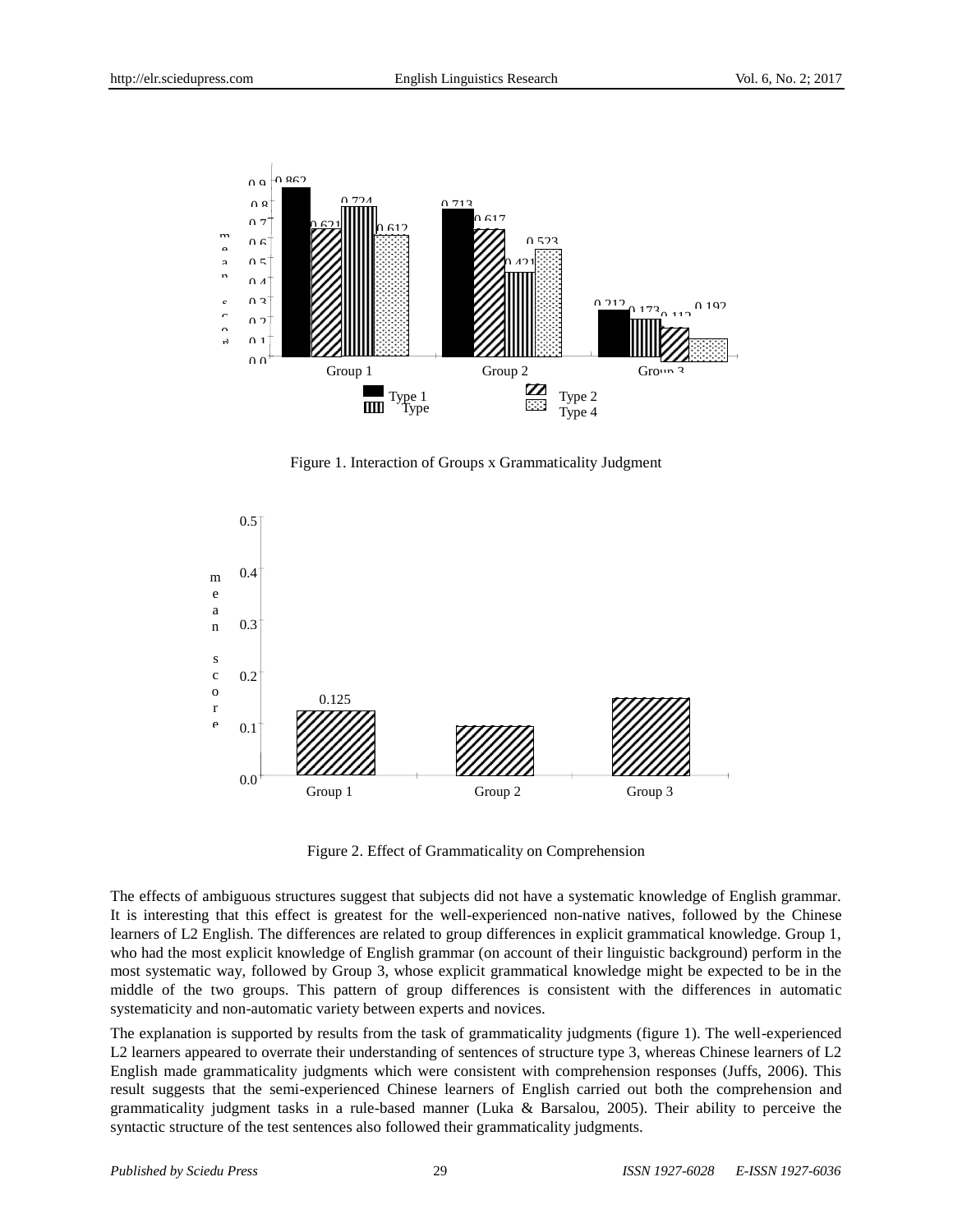Figure 1. Interaction of Groups x Grammaticality Judgment

Figure 2. Effect of Grammaticality on Comprehension

The effects of ambiguous structures suggest that subjects did not have a systematic knowledge of English grammar. It is interesting that this effect is greatest for the well-experienced non-native natives, followed by the Chinese learners of L2 English. The differences are related to group differences in explicit grammatical knowledge. Group 1, who had the most explicit knowledge of English grammar (on account of their linguistic background) perform in the most systematic way, followed by Group 3, whose explicit grammatical knowledge might be expected to be in the middle of the two groups. This pattern of group differences is consistent with the differences in automatic systematicity and non-automatic variety between experts and novices.

The explanation is supported by results from the task of grammaticality judgments (figure 1). The well-experienced L2 learners appeared to overrate their understanding of sentences of structure type 3, whereas Chinese learners of L2 English made grammaticality judgments which were consistent with comprehension responses (Juffs, 2006). This result suggests that the semi-experienced Chinese learners of English carried out both the comprehension and grammaticality judgment tasks in a rule-based manner (Luka & Barsalou, 2005). Their ability to perceive the syntactic structure of the test sentences also followed their grammaticality judgments.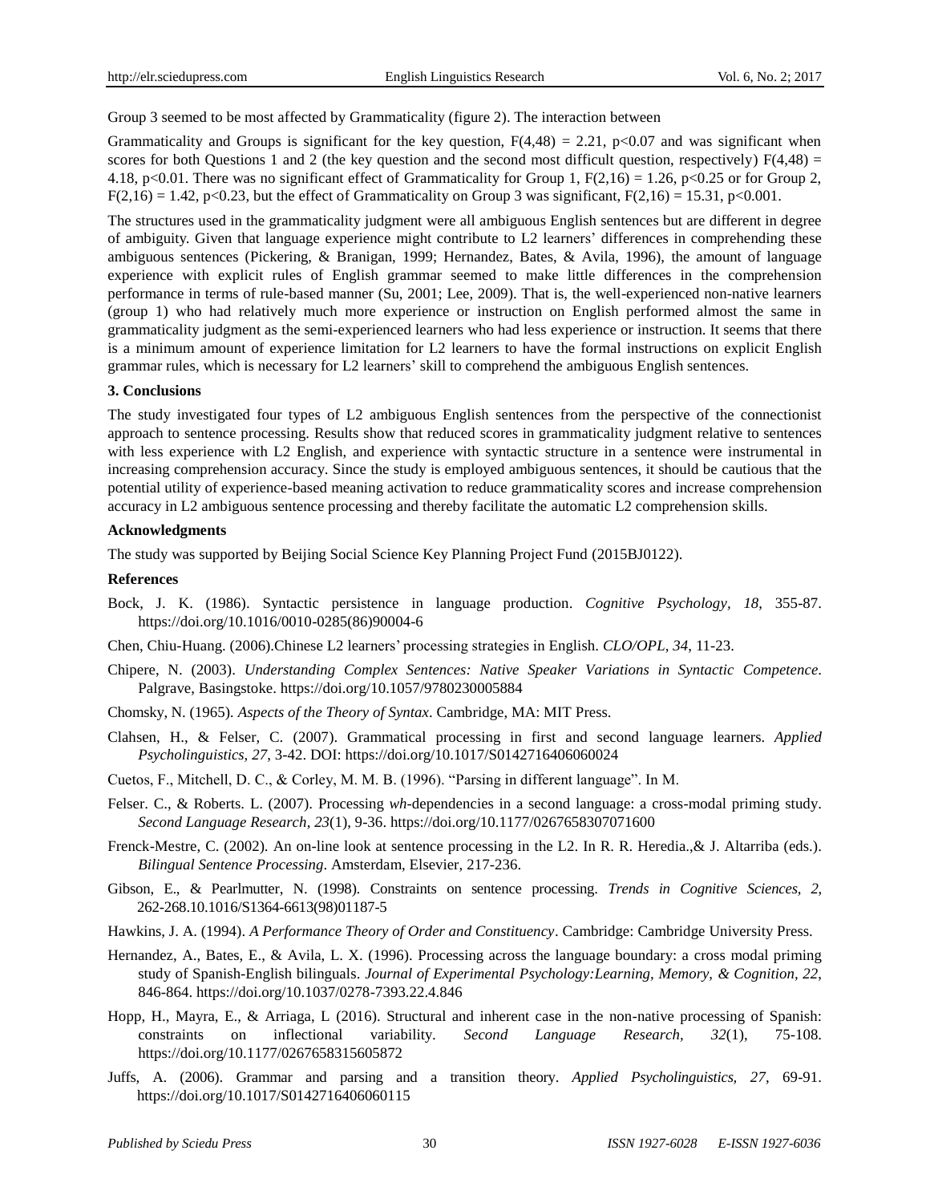Group 3 seemed to be most affected by Grammaticality (figure 2). The interaction between

Grammaticality and Groups is significant for the key question, $F(4,48) = 2.21$, $p<0.07$ and was significant when scores for both Questions 1 and 2 (the key question and the second most difficult question, respectively) $F(4,48) = 4.18$, $p<0.01$. There was no significant effect of Grammaticality for Group 1, $F(2,16) = 1.26$, $p<0.25$ or for Group 2, $F(2,16) = 1.42$, $p<0.23$, but the effect of Grammaticality on Group 3 was significant, $F(2,16) = 15.31$, $p<0.001$.

The structures used in the grammaticality judgment were all ambiguous English sentences but are different in degree of ambiguity. Given that language experience might contribute to L2 learners' differences in comprehending these ambiguous sentences (Pickering, & Branigan, 1999; Hernandez, Bates, & Avila, 1996), the amount of language experience with explicit rules of English grammar seemed to make little differences in the comprehension performance in terms of rule-based manner (Su, 2001; Lee, 2009). That is, the well-experienced non-native learners (group 1) who had relatively much more experience or instruction on English performed almost the same in grammaticality judgment as the semi-experienced learners who had less experience or instruction. It seems that there is a minimum amount of experience limitation for L2 learners to have the formal instructions on explicit English grammar rules, which is necessary for L2 learners' skill to comprehend the ambiguous English sentences.

## 3. Conclusions

The study investigated four types of L2 ambiguous English sentences from the perspective of the connectionist approach to sentence processing. Results show that reduced scores in grammaticality judgment relative to sentences with less experience with L2 English, and experience with syntactic structure in a sentence were instrumental in increasing comprehension accuracy. Since the study is employed ambiguous sentences, it should be cautious that the potential utility of experience-based meaning activation to reduce grammaticality scores and increase comprehension accuracy in L2 ambiguous sentence processing and thereby facilitate the automatic L2 comprehension skills.

## Acknowledgments

The study was supported by Beijing Social Science Key Planning Project Fund (2015BJ0122).

## References

Bock, J. K. (1986). Syntactic persistence in language production. *Cognitive Psychology, 18*, 355-87. https://doi.org/10.1016/0010-0285(86)90004-6

Chen, Chiu-Huang. (2006).Chinese L2 learners' processing strategies in English. *CLO/OPL, 34*, 11-23.

Chipere, N. (2003). *Understanding Complex Sentences: Native Speaker Variations in Syntactic Competence*. Palgrave, Basingstoke. https://doi.org/10.1057/9780230005884

Chomsky, N. (1965). *Aspects of the Theory of Syntax*. Cambridge, MA: MIT Press.

Clahsen, H., & Felser, C. (2007). Grammatical processing in first and second language learners. *Applied Psycholinguistics, 27*, 3-42. DOI: https://doi.org/10.1017/S0142716406060024

Cuetos, F., Mitchell, D. C., & Corley, M. M. B. (1996). "Parsing in different language". In M.

Felser. C., & Roberts. L. (2007). Processing *wh*-dependencies in a second language: a cross-modal priming study. *Second Language Research*, *23*(1), 9-36. https://doi.org/10.1177/0267658307071600

Frenck-Mestre, C. (2002). An on-line look at sentence processing in the L2. In R. R. Heredia.,& J. Altarriba (eds.). *Bilingual Sentence Processing*. Amsterdam, Elsevier, 217-236.

Gibson, E., & Pearlmutter, N. (1998). Constraints on sentence processing. *Trends in Cognitive Sciences, 2*, 262-268.10.1016/S1364-6613(98)01187-5

Hawkins, J. A. (1994). *A Performance Theory of Order and Constituency*. Cambridge: Cambridge University Press.

Hernandez, A., Bates, E., & Avila, L. X. (1996). Processing across the language boundary: a cross modal priming study of Spanish-English bilinguals. *Journal of Experimental Psychology:Learning, Memory, & Cognition, 22*, 846-864. https://doi.org/10.1037/0278-7393.22.4.846

Hopp, H., Mayra, E., & Arriaga, L (2016). Structural and inherent case in the non-native processing of Spanish: constraints on inflectional variability. *Second Language Research, 32*(1), 75-108. https://doi.org/10.1177/0267658315605872

Juffs, A. (2006). Grammar and parsing and a transition theory. *Applied Psycholinguistics, 27*, 69-91. https://doi.org/10.1017/S0142716406060115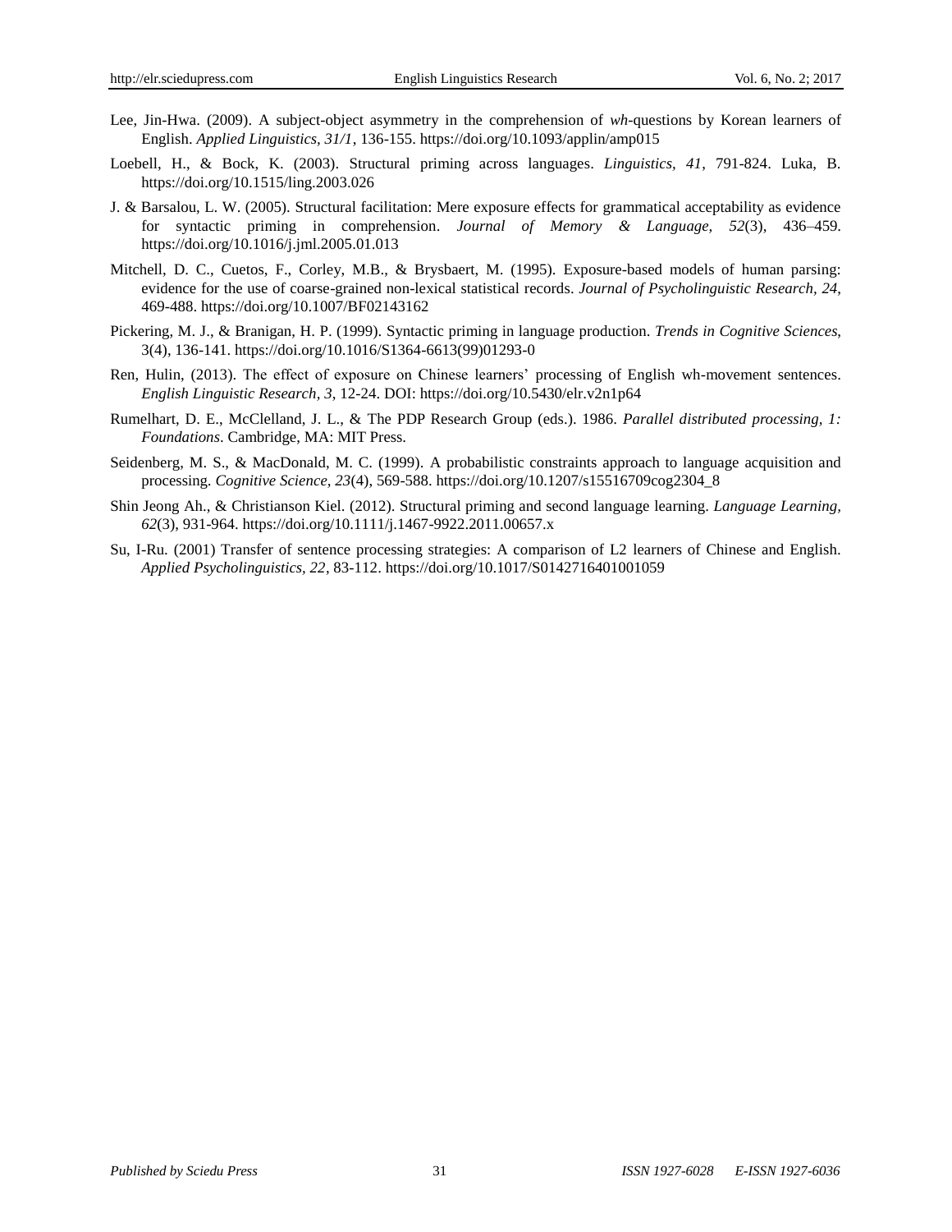Lee, Jin-Hwa. (2009). A subject-object asymmetry in the comprehension of *wh*-questions by Korean learners of English. *Applied Linguistics, 31/1*, 136-155. https://doi.org/10.1093/applin/amp015

Loebell, H., & Bock, K. (2003). Structural priming across languages. *Linguistics*, *41*, 791-824. Luka, B. https://doi.org/10.1515/ling.2003.026

J. & Barsalou, L. W. (2005). Structural facilitation: Mere exposure effects for grammatical acceptability as evidence for syntactic priming in comprehension. *Journal of Memory & Language, 52*(3), 436–459. https://doi.org/10.1016/j.jml.2005.01.013

Mitchell, D. C., Cuetos, F., Corley, M.B., & Brysbaert, M. (1995). Exposure-based models of human parsing: evidence for the use of coarse-grained non-lexical statistical records. *Journal of Psycholinguistic Research, 24*, 469-488. https://doi.org/10.1007/BF02143162

Pickering, M. J., & Branigan, H. P. (1999). Syntactic priming in language production. *Trends in Cognitive Sciences*, 3(4), 136-141. https://doi.org/10.1016/S1364-6613(99)01293-0

Ren, Hulin, (2013). The effect of exposure on Chinese learners' processing of English wh-movement sentences. *English Linguistic Research, 3*, 12-24. DOI: https://doi.org/10.5430/elr.v2n1p64

Rumelhart, D. E., McClelland, J. L., & The PDP Research Group (eds.). 1986. *Parallel distributed processing, 1: Foundations*. Cambridge, MA: MIT Press.

Seidenberg, M. S., & MacDonald, M. C. (1999). A probabilistic constraints approach to language acquisition and processing. *Cognitive Science, 23*(4), 569-588. https://doi.org/10.1207/s15516709cog2304_8

Shin Jeong Ah., & Christianson Kiel. (2012). Structural priming and second language learning. *Language Learning, 62*(3), 931-964. https://doi.org/10.1111/j.1467-9922.2011.00657.x

Su, I-Ru. (2001) Transfer of sentence processing strategies: A comparison of L2 learners of Chinese and English. *Applied Psycholinguistics, 22*, 83-112. https://doi.org/10.1017/S0142716401001059